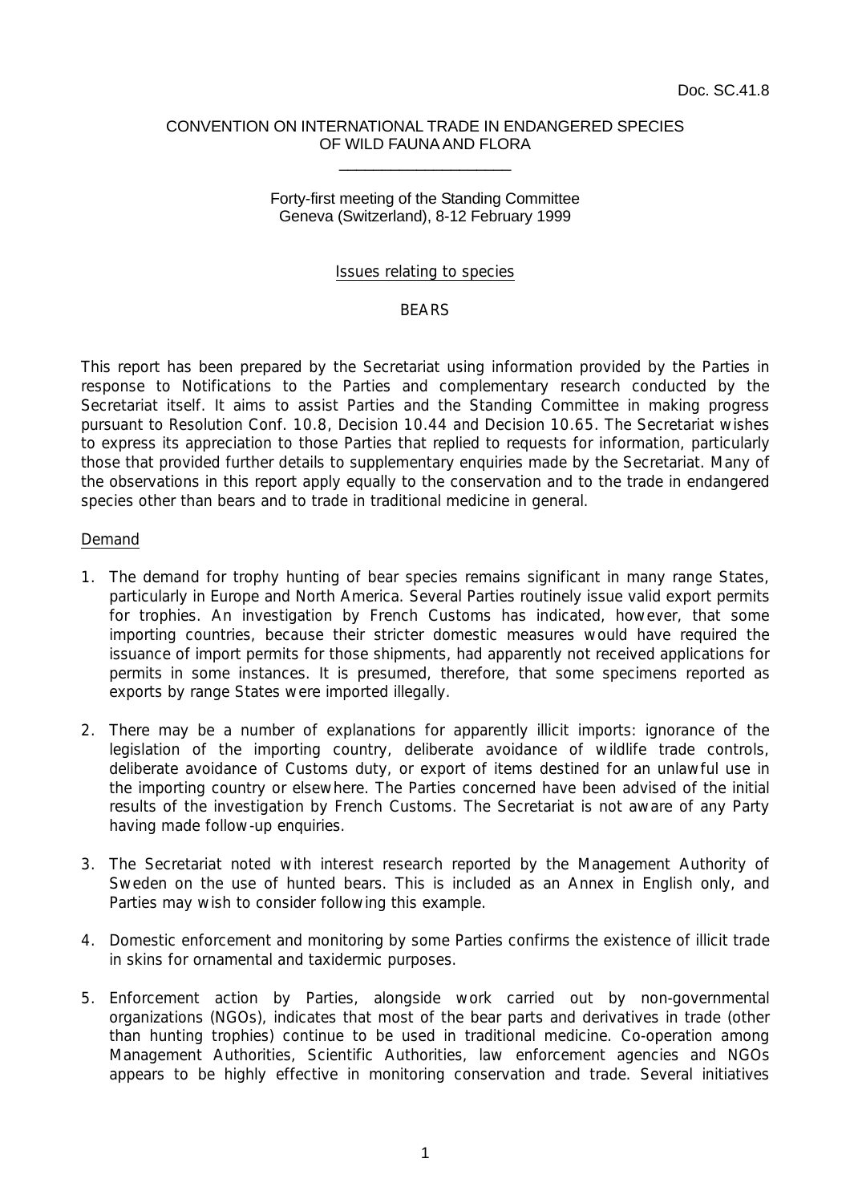Doc. SC.41.8

CONVENTION ON INTERNATIONAL TRADE IN ENDANGERED SPECIES OF WILD FAUNA AND FLORA

____________________

Forty-first meeting of the Standing Committee
Geneva (Switzerland), 8-12 February 1999

Issues relating to species

BEARS

This report has been prepared by the Secretariat using information provided by the Parties in response to Notifications to the Parties and complementary research conducted by the Secretariat itself. It aims to assist Parties and the Standing Committee in making progress pursuant to Resolution Conf. 10.8, Decision 10.44 and Decision 10.65. The Secretariat wishes to express its appreciation to those Parties that replied to requests for information, particularly those that provided further details to supplementary enquiries made by the Secretariat. Many of the observations in this report apply equally to the conservation and to the trade in endangered species other than bears and to trade in traditional medicine in general.

Demand

1. The demand for trophy hunting of bear species remains significant in many range States, particularly in Europe and North America. Several Parties routinely issue valid export permits for trophies. An investigation by French Customs has indicated, however, that some importing countries, because their stricter domestic measures would have required the issuance of import permits for those shipments, had apparently not received applications for permits in some instances. It is presumed, therefore, that some specimens reported as exports by range States were imported illegally.

2. There may be a number of explanations for apparently illicit imports: ignorance of the legislation of the importing country, deliberate avoidance of wildlife trade controls, deliberate avoidance of Customs duty, or export of items destined for an unlawful use in the importing country or elsewhere. The Parties concerned have been advised of the initial results of the investigation by French Customs. The Secretariat is not aware of any Party having made follow-up enquiries.

3. The Secretariat noted with interest research reported by the Management Authority of Sweden on the use of hunted bears. This is included as an Annex in English only, and Parties may wish to consider following this example.

4. Domestic enforcement and monitoring by some Parties confirms the existence of illicit trade in skins for ornamental and taxidermic purposes.

5. Enforcement action by Parties, alongside work carried out by non-governmental organizations (NGOs), indicates that most of the bear parts and derivatives in trade (other than hunting trophies) continue to be used in traditional medicine. Co-operation among Management Authorities, Scientific Authorities, law enforcement agencies and NGOs appears to be highly effective in monitoring conservation and trade. Several initiatives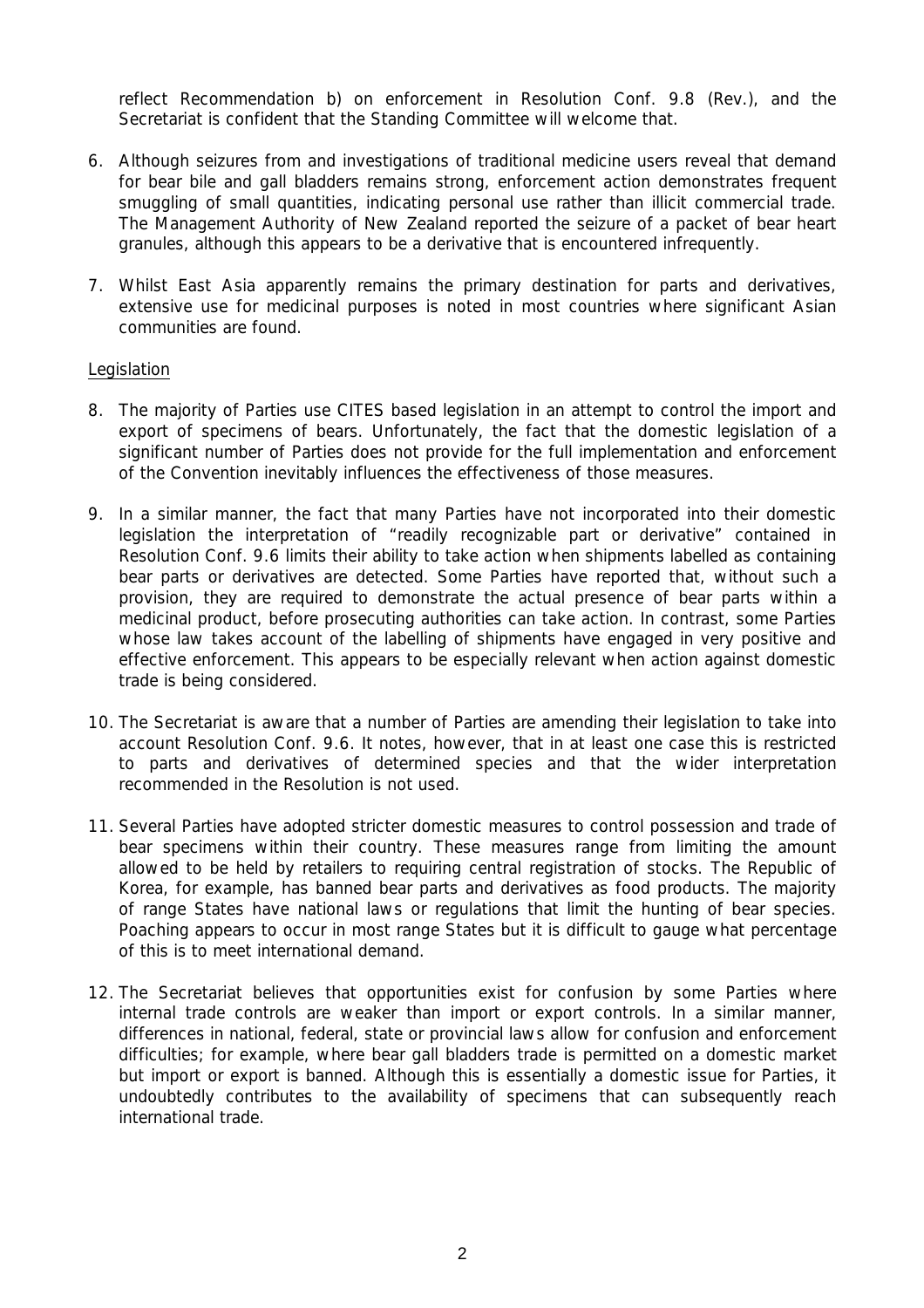reflect Recommendation b) on enforcement in Resolution Conf. 9.8 (Rev.), and the Secretariat is confident that the Standing Committee will welcome that.

6. Although seizures from and investigations of traditional medicine users reveal that demand for bear bile and gall bladders remains strong, enforcement action demonstrates frequent smuggling of small quantities, indicating personal use rather than illicit commercial trade. The Management Authority of New Zealand reported the seizure of a packet of bear heart granules, although this appears to be a derivative that is encountered infrequently.

7. Whilst East Asia apparently remains the primary destination for parts and derivatives, extensive use for medicinal purposes is noted in most countries where significant Asian communities are found.

Legislation

8. The majority of Parties use CITES based legislation in an attempt to control the import and export of specimens of bears. Unfortunately, the fact that the domestic legislation of a significant number of Parties does not provide for the full implementation and enforcement of the Convention inevitably influences the effectiveness of those measures.

9. In a similar manner, the fact that many Parties have not incorporated into their domestic legislation the interpretation of "readily recognizable part or derivative" contained in Resolution Conf. 9.6 limits their ability to take action when shipments labelled as containing bear parts or derivatives are detected. Some Parties have reported that, without such a provision, they are required to demonstrate the actual presence of bear parts within a medicinal product, before prosecuting authorities can take action. In contrast, some Parties whose law takes account of the labelling of shipments have engaged in very positive and effective enforcement. This appears to be especially relevant when action against domestic trade is being considered.

10. The Secretariat is aware that a number of Parties are amending their legislation to take into account Resolution Conf. 9.6. It notes, however, that in at least one case this is restricted to parts and derivatives of determined species and that the wider interpretation recommended in the Resolution is not used.

11. Several Parties have adopted stricter domestic measures to control possession and trade of bear specimens within their country. These measures range from limiting the amount allowed to be held by retailers to requiring central registration of stocks. The Republic of Korea, for example, has banned bear parts and derivatives as food products. The majority of range States have national laws or regulations that limit the hunting of bear species. Poaching appears to occur in most range States but it is difficult to gauge what percentage of this is to meet international demand.

12. The Secretariat believes that opportunities exist for confusion by some Parties where internal trade controls are weaker than import or export controls. In a similar manner, differences in national, federal, state or provincial laws allow for confusion and enforcement difficulties; for example, where bear gall bladders trade is permitted on a domestic market but import or export is banned. Although this is essentially a domestic issue for Parties, it undoubtedly contributes to the availability of specimens that can subsequently reach international trade.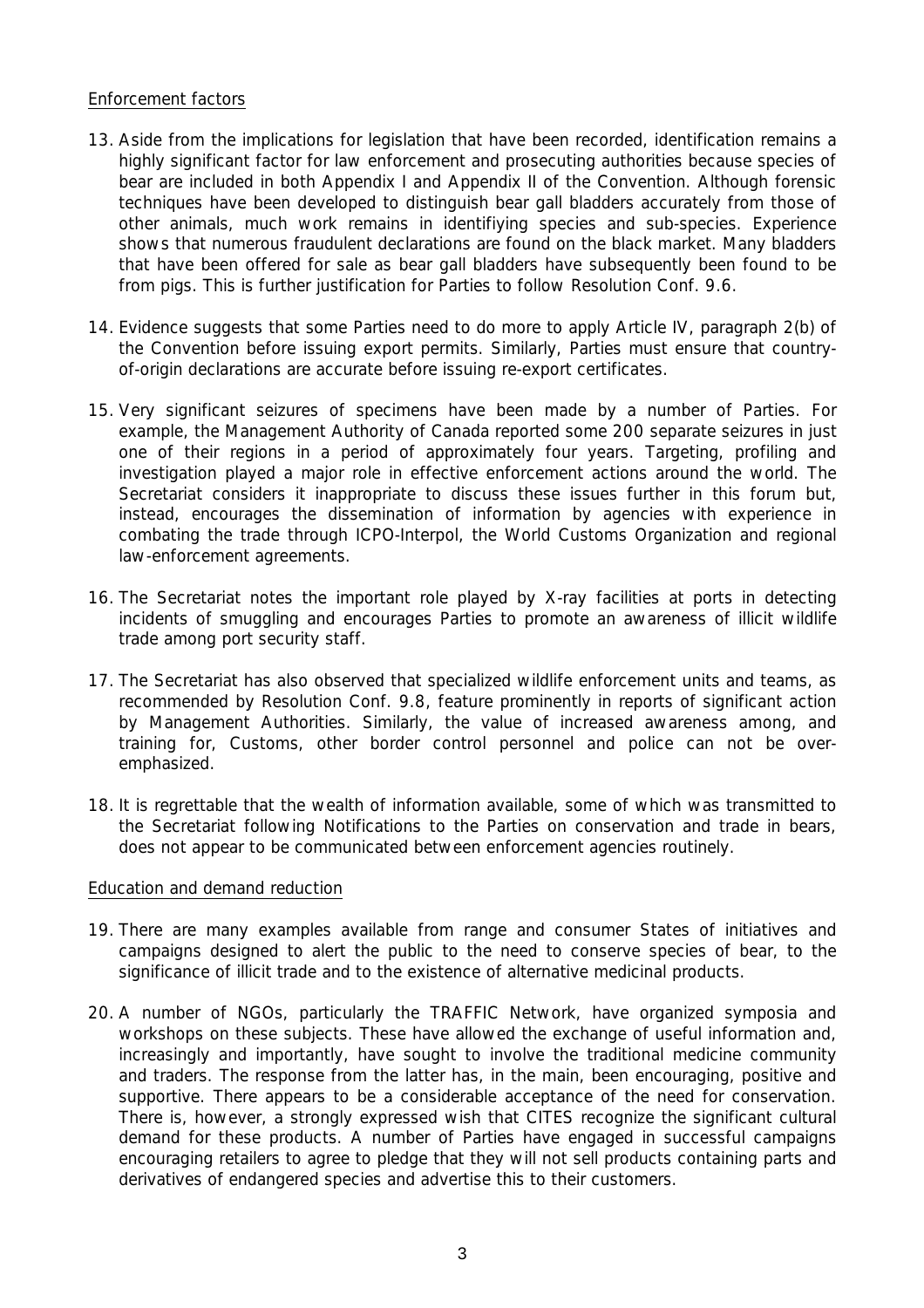Enforcement factors

13. Aside from the implications for legislation that have been recorded, identification remains a highly significant factor for law enforcement and prosecuting authorities because species of bear are included in both Appendix I and Appendix II of the Convention. Although forensic techniques have been developed to distinguish bear gall bladders accurately from those of other animals, much work remains in identifiying species and sub-species. Experience shows that numerous fraudulent declarations are found on the black market. Many bladders that have been offered for sale as bear gall bladders have subsequently been found to be from pigs. This is further justification for Parties to follow Resolution Conf. 9.6.

14. Evidence suggests that some Parties need to do more to apply Article IV, paragraph 2(b) of the Convention before issuing export permits. Similarly, Parties must ensure that country-of-origin declarations are accurate before issuing re-export certificates.

15. Very significant seizures of specimens have been made by a number of Parties. For example, the Management Authority of Canada reported some 200 separate seizures in just one of their regions in a period of approximately four years. Targeting, profiling and investigation played a major role in effective enforcement actions around the world. The Secretariat considers it inappropriate to discuss these issues further in this forum but, instead, encourages the dissemination of information by agencies with experience in combating the trade through ICPO-Interpol, the World Customs Organization and regional law-enforcement agreements.

16. The Secretariat notes the important role played by X-ray facilities at ports in detecting incidents of smuggling and encourages Parties to promote an awareness of illicit wildlife trade among port security staff.

17. The Secretariat has also observed that specialized wildlife enforcement units and teams, as recommended by Resolution Conf. 9.8, feature prominently in reports of significant action by Management Authorities. Similarly, the value of increased awareness among, and training for, Customs, other border control personnel and police can not be over-emphasized.

18. It is regrettable that the wealth of information available, some of which was transmitted to the Secretariat following Notifications to the Parties on conservation and trade in bears, does not appear to be communicated between enforcement agencies routinely.

Education and demand reduction

19. There are many examples available from range and consumer States of initiatives and campaigns designed to alert the public to the need to conserve species of bear, to the significance of illicit trade and to the existence of alternative medicinal products.

20. A number of NGOs, particularly the TRAFFIC Network, have organized symposia and workshops on these subjects. These have allowed the exchange of useful information and, increasingly and importantly, have sought to involve the traditional medicine community and traders. The response from the latter has, in the main, been encouraging, positive and supportive. There appears to be a considerable acceptance of the need for conservation. There is, however, a strongly expressed wish that CITES recognize the significant cultural demand for these products. A number of Parties have engaged in successful campaigns encouraging retailers to agree to pledge that they will not sell products containing parts and derivatives of endangered species and advertise this to their customers.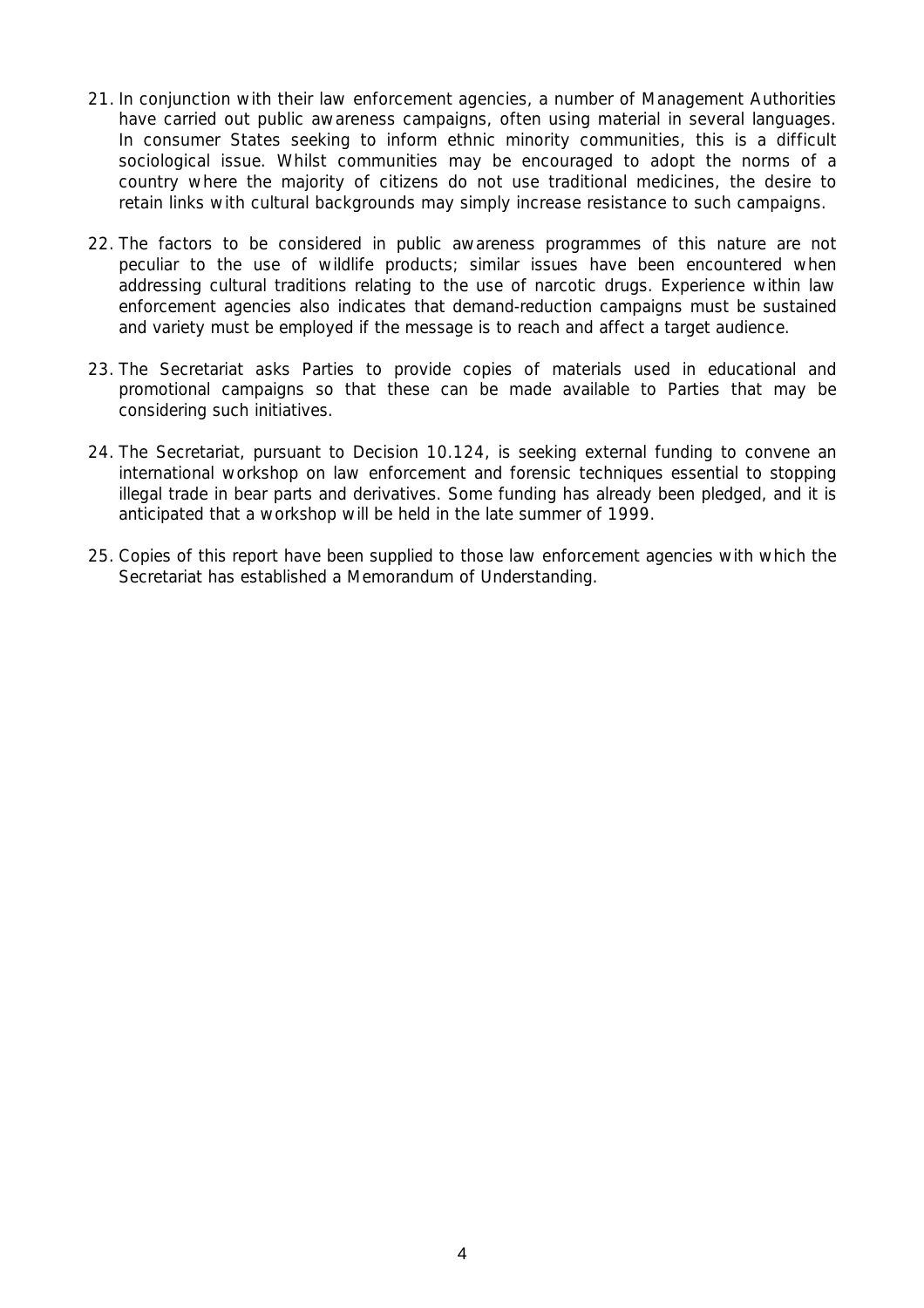21. In conjunction with their law enforcement agencies, a number of Management Authorities have carried out public awareness campaigns, often using material in several languages. In consumer States seeking to inform ethnic minority communities, this is a difficult sociological issue. Whilst communities may be encouraged to adopt the norms of a country where the majority of citizens do not use traditional medicines, the desire to retain links with cultural backgrounds may simply increase resistance to such campaigns.

22. The factors to be considered in public awareness programmes of this nature are not peculiar to the use of wildlife products; similar issues have been encountered when addressing cultural traditions relating to the use of narcotic drugs. Experience within law enforcement agencies also indicates that demand-reduction campaigns must be sustained and variety must be employed if the message is to reach and affect a target audience.

23. The Secretariat asks Parties to provide copies of materials used in educational and promotional campaigns so that these can be made available to Parties that may be considering such initiatives.

24. The Secretariat, pursuant to Decision 10.124, is seeking external funding to convene an international workshop on law enforcement and forensic techniques essential to stopping illegal trade in bear parts and derivatives. Some funding has already been pledged, and it is anticipated that a workshop will be held in the late summer of 1999.

25. Copies of this report have been supplied to those law enforcement agencies with which the Secretariat has established a Memorandum of Understanding.